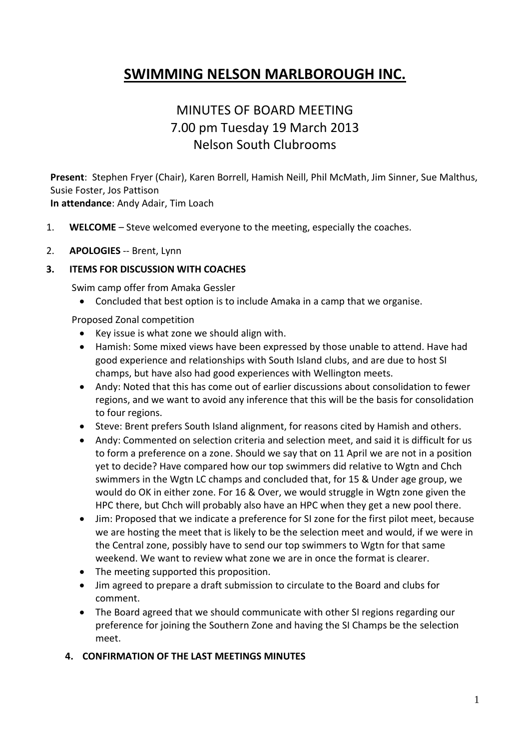# SWIMMING NELSON MARLBOROUGH INC.

## MINUTES OF BOARD MEETING
## 7.00 pm Tuesday 19 March 2013
## Nelson South Clubrooms

**Present**: Stephen Fryer (Chair), Karen Borrell, Hamish Neill, Phil McMath, Jim Sinner, Sue Malthus, Susie Foster, Jos Pattison
**In attendance**: Andy Adair, Tim Loach

1. **WELCOME** – Steve welcomed everyone to the meeting, especially the coaches.

2. **APOLOGIES** -- Brent, Lynn

3. **ITEMS FOR DISCUSSION WITH COACHES**

Swim camp offer from Amaka Gessler

- Concluded that best option is to include Amaka in a camp that we organise.

Proposed Zonal competition

- Key issue is what zone we should align with.
- Hamish: Some mixed views have been expressed by those unable to attend. Have had good experience and relationships with South Island clubs, and are due to host SI champs, but have also had good experiences with Wellington meets.
- Andy: Noted that this has come out of earlier discussions about consolidation to fewer regions, and we want to avoid any inference that this will be the basis for consolidation to four regions.
- Steve: Brent prefers South Island alignment, for reasons cited by Hamish and others.
- Andy: Commented on selection criteria and selection meet, and said it is difficult for us to form a preference on a zone. Should we say that on 11 April we are not in a position yet to decide? Have compared how our top swimmers did relative to Wgtn and Chch swimmers in the Wgtn LC champs and concluded that, for 15 & Under age group, we would do OK in either zone. For 16 & Over, we would struggle in Wgtn zone given the HPC there, but Chch will probably also have an HPC when they get a new pool there.
- Jim: Proposed that we indicate a preference for SI zone for the first pilot meet, because we are hosting the meet that is likely to be the selection meet and would, if we were in the Central zone, possibly have to send our top swimmers to Wgtn for that same weekend. We want to review what zone we are in once the format is clearer.
- The meeting supported this proposition.
- Jim agreed to prepare a draft submission to circulate to the Board and clubs for comment.
- The Board agreed that we should communicate with other SI regions regarding our preference for joining the Southern Zone and having the SI Champs be the selection meet.

4. **CONFIRMATION OF THE LAST MEETINGS MINUTES**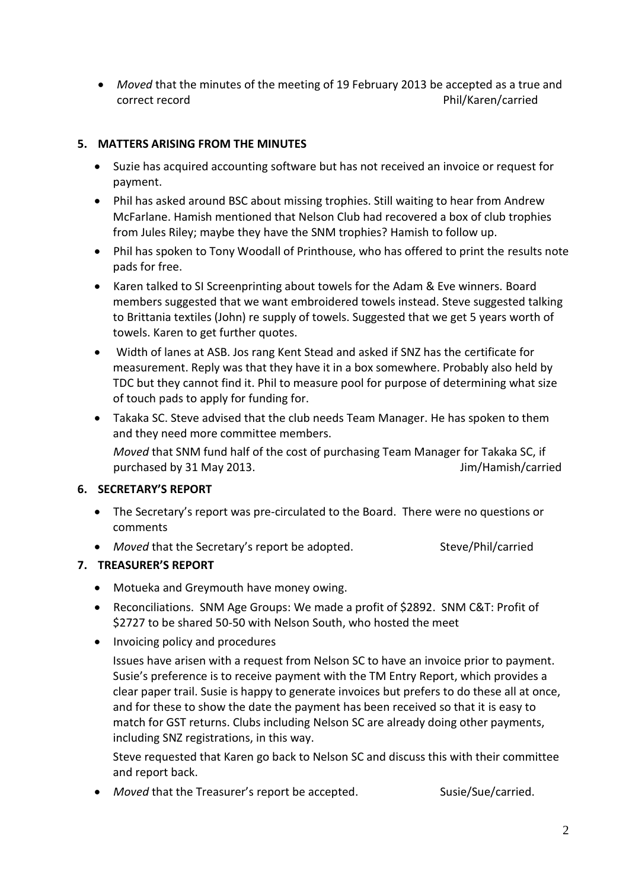- *Moved* that the minutes of the meeting of 19 February 2013 be accepted as a true and correct record Phil/Karen/carried

## 5. MATTERS ARISING FROM THE MINUTES

- Suzie has acquired accounting software but has not received an invoice or request for payment.
- Phil has asked around BSC about missing trophies. Still waiting to hear from Andrew McFarlane. Hamish mentioned that Nelson Club had recovered a box of club trophies from Jules Riley; maybe they have the SNM trophies? Hamish to follow up.
- Phil has spoken to Tony Woodall of Printhouse, who has offered to print the results note pads for free.
- Karen talked to SI Screenprinting about towels for the Adam & Eve winners. Board members suggested that we want embroidered towels instead. Steve suggested talking to Brittania textiles (John) re supply of towels. Suggested that we get 5 years worth of towels. Karen to get further quotes.
- Width of lanes at ASB. Jos rang Kent Stead and asked if SNZ has the certificate for measurement. Reply was that they have it in a box somewhere. Probably also held by TDC but they cannot find it. Phil to measure pool for purpose of determining what size of touch pads to apply for funding for.
- Takaka SC. Steve advised that the club needs Team Manager. He has spoken to them and they need more committee members.

  *Moved* that SNM fund half of the cost of purchasing Team Manager for Takaka SC, if purchased by 31 May 2013. Jim/Hamish/carried

## 6. SECRETARY'S REPORT

- The Secretary's report was pre-circulated to the Board. There were no questions or comments
- *Moved* that the Secretary's report be adopted. Steve/Phil/carried

## 7. TREASURER'S REPORT

- Motueka and Greymouth have money owing.
- Reconciliations. SNM Age Groups: We made a profit of $2892. SNM C&T: Profit of $2727 to be shared 50-50 with Nelson South, who hosted the meet
- Invoicing policy and procedures

  Issues have arisen with a request from Nelson SC to have an invoice prior to payment. Susie's preference is to receive payment with the TM Entry Report, which provides a clear paper trail. Susie is happy to generate invoices but prefers to do these all at once, and for these to show the date the payment has been received so that it is easy to match for GST returns. Clubs including Nelson SC are already doing other payments, including SNZ registrations, in this way.

  Steve requested that Karen go back to Nelson SC and discuss this with their committee and report back.
- *Moved* that the Treasurer's report be accepted. Susie/Sue/carried.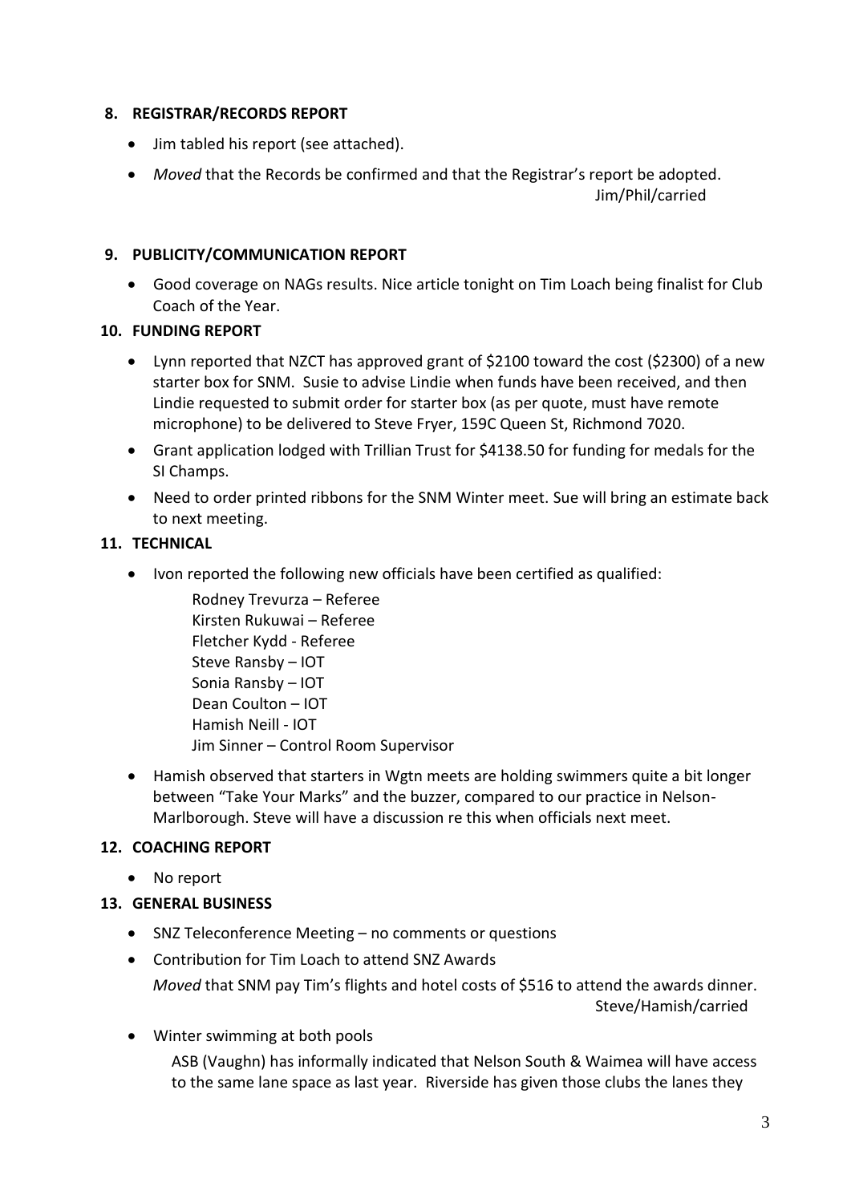## 8. REGISTRAR/RECORDS REPORT

- Jim tabled his report (see attached).
- *Moved* that the Records be confirmed and that the Registrar's report be adopted.
  Jim/Phil/carried

## 9. PUBLICITY/COMMUNICATION REPORT

- Good coverage on NAGs results. Nice article tonight on Tim Loach being finalist for Club Coach of the Year.

## 10. FUNDING REPORT

- Lynn reported that NZCT has approved grant of $2100 toward the cost ($2300) of a new starter box for SNM. Susie to advise Lindie when funds have been received, and then Lindie requested to submit order for starter box (as per quote, must have remote microphone) to be delivered to Steve Fryer, 159C Queen St, Richmond 7020.
- Grant application lodged with Trillian Trust for $4138.50 for funding for medals for the SI Champs.
- Need to order printed ribbons for the SNM Winter meet. Sue will bring an estimate back to next meeting.

## 11. TECHNICAL

- Ivon reported the following new officials have been certified as qualified:

  Rodney Trevurza – Referee
  Kirsten Rukuwai – Referee
  Fletcher Kydd - Referee
  Steve Ransby – IOT
  Sonia Ransby – IOT
  Dean Coulton – IOT
  Hamish Neill - IOT
  Jim Sinner – Control Room Supervisor

- Hamish observed that starters in Wgtn meets are holding swimmers quite a bit longer between "Take Your Marks" and the buzzer, compared to our practice in Nelson-Marlborough. Steve will have a discussion re this when officials next meet.

## 12. COACHING REPORT

- No report

## 13. GENERAL BUSINESS

- SNZ Teleconference Meeting – no comments or questions
- Contribution for Tim Loach to attend SNZ Awards
  *Moved* that SNM pay Tim's flights and hotel costs of $516 to attend the awards dinner.
  Steve/Hamish/carried
- Winter swimming at both pools
  ASB (Vaughn) has informally indicated that Nelson South & Waimea will have access to the same lane space as last year. Riverside has given those clubs the lanes they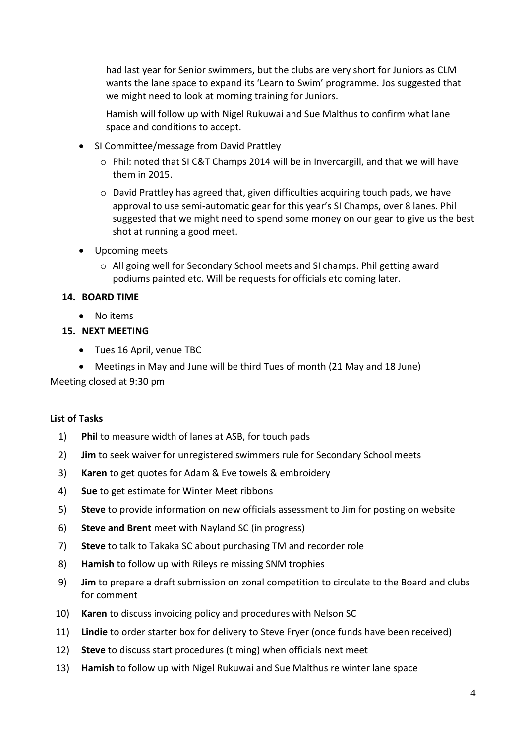had last year for Senior swimmers, but the clubs are very short for Juniors as CLM wants the lane space to expand its 'Learn to Swim' programme. Jos suggested that we might need to look at morning training for Juniors.

Hamish will follow up with Nigel Rukuwai and Sue Malthus to confirm what lane space and conditions to accept.

- SI Committee/message from David Prattley
  - Phil: noted that SI C&T Champs 2014 will be in Invercargill, and that we will have them in 2015.
  - David Prattley has agreed that, given difficulties acquiring touch pads, we have approval to use semi-automatic gear for this year's SI Champs, over 8 lanes. Phil suggested that we might need to spend some money on our gear to give us the best shot at running a good meet.
- Upcoming meets
  - All going well for Secondary School meets and SI champs. Phil getting award podiums painted etc. Will be requests for officials etc coming later.

**14. BOARD TIME**

- No items

**15. NEXT MEETING**

- Tues 16 April, venue TBC
- Meetings in May and June will be third Tues of month (21 May and 18 June)

Meeting closed at 9:30 pm

**List of Tasks**

1) **Phil** to measure width of lanes at ASB, for touch pads
2) **Jim** to seek waiver for unregistered swimmers rule for Secondary School meets
3) **Karen** to get quotes for Adam & Eve towels & embroidery
4) **Sue** to get estimate for Winter Meet ribbons
5) **Steve** to provide information on new officials assessment to Jim for posting on website
6) **Steve and Brent** meet with Nayland SC (in progress)
7) **Steve** to talk to Takaka SC about purchasing TM and recorder role
8) **Hamish** to follow up with Rileys re missing SNM trophies
9) **Jim** to prepare a draft submission on zonal competition to circulate to the Board and clubs for comment
10) **Karen** to discuss invoicing policy and procedures with Nelson SC
11) **Lindie** to order starter box for delivery to Steve Fryer (once funds have been received)
12) **Steve** to discuss start procedures (timing) when officials next meet
13) **Hamish** to follow up with Nigel Rukuwai and Sue Malthus re winter lane space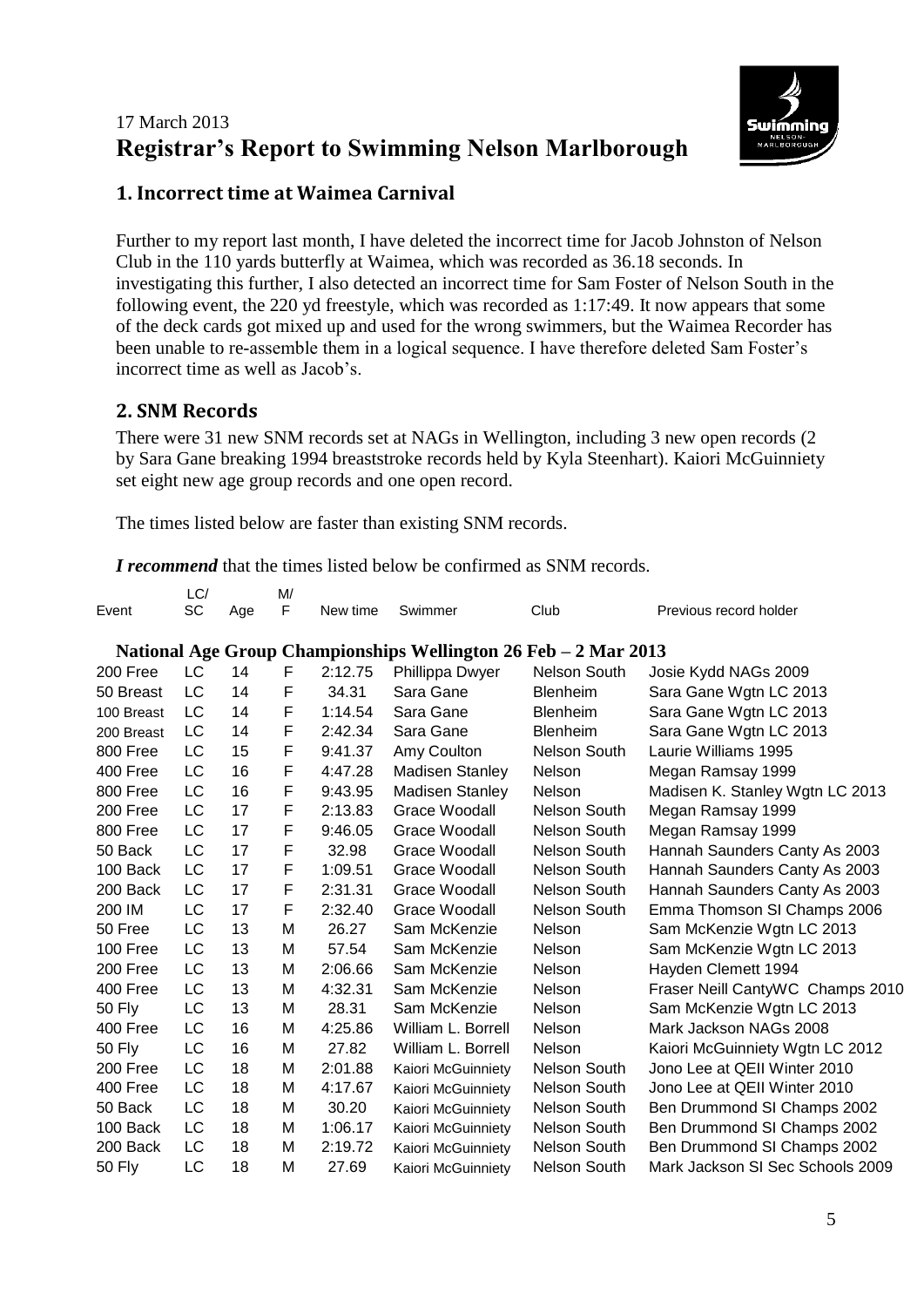17 March 2013

# Registrar's Report to Swimming Nelson Marlborough

## 1. Incorrect time at Waimea Carnival

Further to my report last month, I have deleted the incorrect time for Jacob Johnston of Nelson Club in the 110 yards butterfly at Waimea, which was recorded as 36.18 seconds. In investigating this further, I also detected an incorrect time for Sam Foster of Nelson South in the following event, the 220 yd freestyle, which was recorded as 1:17:49. It now appears that some of the deck cards got mixed up and used for the wrong swimmers, but the Waimea Recorder has been unable to re-assemble them in a logical sequence. I have therefore deleted Sam Foster's incorrect time as well as Jacob's.

## 2. SNM Records

There were 31 new SNM records set at NAGs in Wellington, including 3 new open records (2 by Sara Gane breaking 1994 breaststroke records held by Kyla Steenhart). Kaiori McGuinniety set eight new age group records and one open record.

The times listed below are faster than existing SNM records.

***I recommend*** that the times listed below be confirmed as SNM records.

| Event | LC/ SC | Age | M/ F | New time | Swimmer | Club | Previous record holder |
|---|---|---|---|---|---|---|---|
| **National Age Group Championships Wellington 26 Feb – 2 Mar 2013** | | | | | | | |
| 200 Free | LC | 14 | F | 2:12.75 | Phillippa Dwyer | Nelson South | Josie Kydd NAGs 2009 |
| 50 Breast | LC | 14 | F | 34.31 | Sara Gane | Blenheim | Sara Gane Wgtn LC 2013 |
| 100 Breast | LC | 14 | F | 1:14.54 | Sara Gane | Blenheim | Sara Gane Wgtn LC 2013 |
| 200 Breast | LC | 14 | F | 2:42.34 | Sara Gane | Blenheim | Sara Gane Wgtn LC 2013 |
| 800 Free | LC | 15 | F | 9:41.37 | Amy Coulton | Nelson South | Laurie Williams 1995 |
| 400 Free | LC | 16 | F | 4:47.28 | Madisen Stanley | Nelson | Megan Ramsay 1999 |
| 800 Free | LC | 16 | F | 9:43.95 | Madisen Stanley | Nelson | Madisen K. Stanley Wgtn LC 2013 |
| 200 Free | LC | 17 | F | 2:13.83 | Grace Woodall | Nelson South | Megan Ramsay 1999 |
| 800 Free | LC | 17 | F | 9:46.05 | Grace Woodall | Nelson South | Megan Ramsay 1999 |
| 50 Back | LC | 17 | F | 32.98 | Grace Woodall | Nelson South | Hannah Saunders Canty As 2003 |
| 100 Back | LC | 17 | F | 1:09.51 | Grace Woodall | Nelson South | Hannah Saunders Canty As 2003 |
| 200 Back | LC | 17 | F | 2:31.31 | Grace Woodall | Nelson South | Hannah Saunders Canty As 2003 |
| 200 IM | LC | 17 | F | 2:32.40 | Grace Woodall | Nelson South | Emma Thomson SI Champs 2006 |
| 50 Free | LC | 13 | M | 26.27 | Sam McKenzie | Nelson | Sam McKenzie Wgtn LC 2013 |
| 100 Free | LC | 13 | M | 57.54 | Sam McKenzie | Nelson | Sam McKenzie Wgtn LC 2013 |
| 200 Free | LC | 13 | M | 2:06.66 | Sam McKenzie | Nelson | Hayden Clemett 1994 |
| 400 Free | LC | 13 | M | 4:32.31 | Sam McKenzie | Nelson | Fraser Neill CantyWC Champs 2010 |
| 50 Fly | LC | 13 | M | 28.31 | Sam McKenzie | Nelson | Sam McKenzie Wgtn LC 2013 |
| 400 Free | LC | 16 | M | 4:25.86 | William L. Borrell | Nelson | Mark Jackson NAGs 2008 |
| 50 Fly | LC | 16 | M | 27.82 | William L. Borrell | Nelson | Kaiori McGuinniety Wgtn LC 2012 |
| 200 Free | LC | 18 | M | 2:01.88 | Kaiori McGuinniety | Nelson South | Jono Lee at QEII Winter 2010 |
| 400 Free | LC | 18 | M | 4:17.67 | Kaiori McGuinniety | Nelson South | Jono Lee at QEII Winter 2010 |
| 50 Back | LC | 18 | M | 30.20 | Kaiori McGuinniety | Nelson South | Ben Drummond SI Champs 2002 |
| 100 Back | LC | 18 | M | 1:06.17 | Kaiori McGuinniety | Nelson South | Ben Drummond SI Champs 2002 |
| 200 Back | LC | 18 | M | 2:19.72 | Kaiori McGuinniety | Nelson South | Ben Drummond SI Champs 2002 |
| 50 Fly | LC | 18 | M | 27.69 | Kaiori McGuinniety | Nelson South | Mark Jackson SI Sec Schools 2009 |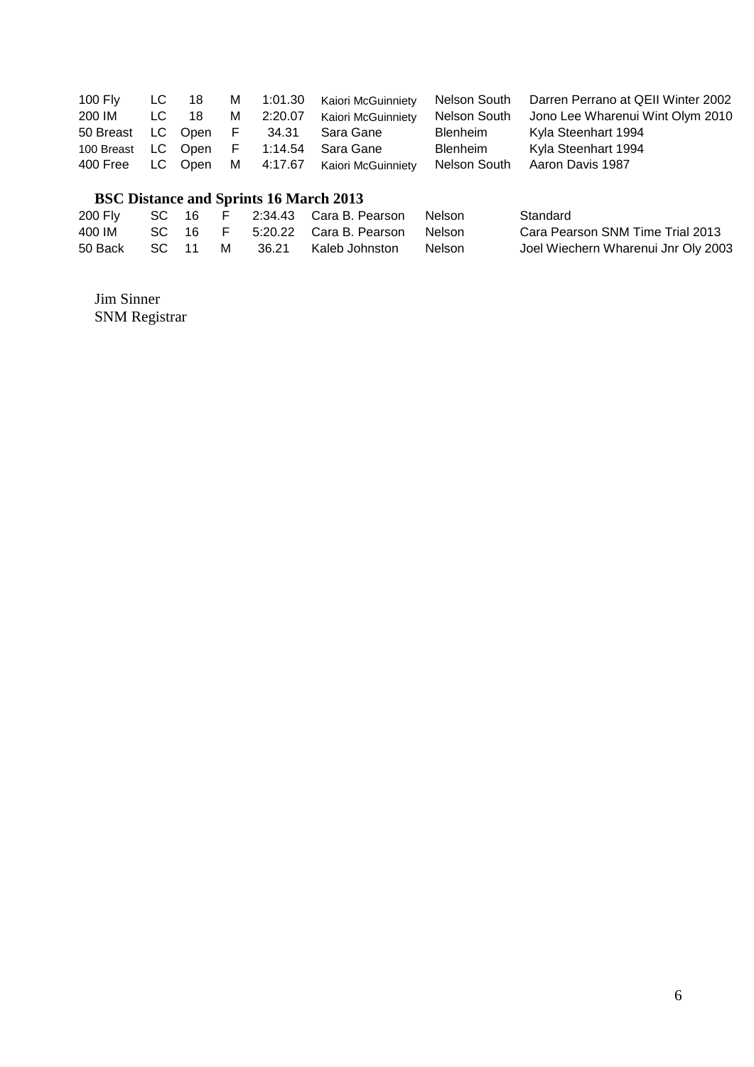| | | | | | | | |
|---|---|---|---|---|---|---|---|
| 100 Fly | LC | 18 | M | 1:01.30 | Kaiori McGuinniety | Nelson South | Darren Perrano at QEII Winter 2002 |
| 200 IM | LC | 18 | M | 2:20.07 | Kaiori McGuinniety | Nelson South | Jono Lee Wharenui Wint Olym 2010 |
| 50 Breast | LC | Open | F | 34.31 | Sara Gane | Blenheim | Kyla Steenhart 1994 |
| 100 Breast | LC | Open | F | 1:14.54 | Sara Gane | Blenheim | Kyla Steenhart 1994 |
| 400 Free | LC | Open | M | 4:17.67 | Kaiori McGuinniety | Nelson South | Aaron Davis 1987 |

**BSC Distance and Sprints 16 March 2013**

| | | | | | | | |
|---|---|---|---|---|---|---|---|
| 200 Fly | SC | 16 | F | 2:34.43 | Cara B. Pearson | Nelson | Standard |
| 400 IM | SC | 16 | F | 5:20.22 | Cara B. Pearson | Nelson | Cara Pearson SNM Time Trial 2013 |
| 50 Back | SC | 11 | M | 36.21 | Kaleb Johnston | Nelson | Joel Wiechern Wharenui Jnr Oly 2003 |

Jim Sinner
SNM Registrar